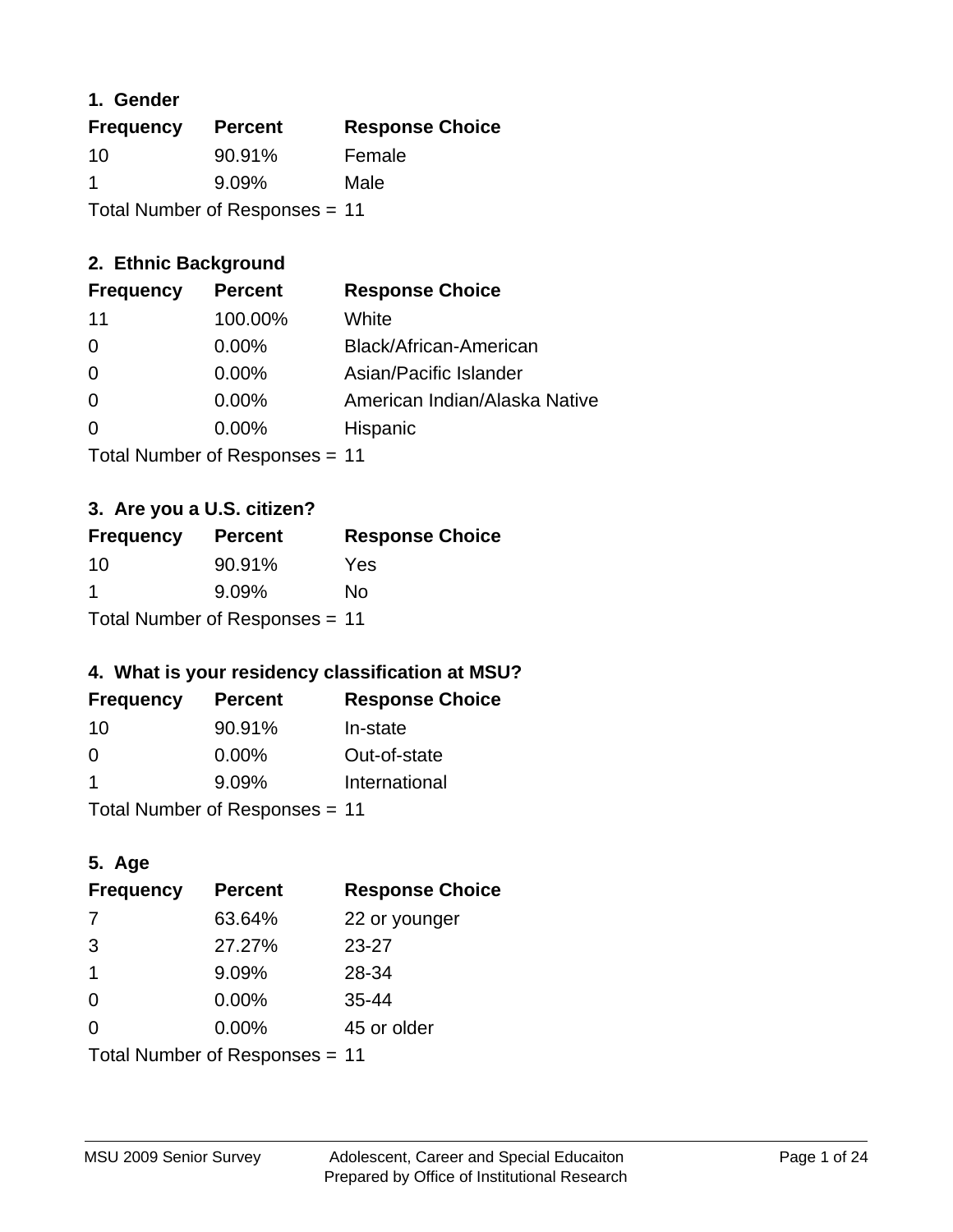## 1. Gender

| Frequency | Percent | Response Choice |
|---|---|---|
| 10 | 90.91% | Female |
| 1 | 9.09% | Male |

Total Number of Responses = 11

## 2. Ethnic Background

| Frequency | Percent | Response Choice |
|---|---|---|
| 11 | 100.00% | White |
| 0 | 0.00% | Black/African-American |
| 0 | 0.00% | Asian/Pacific Islander |
| 0 | 0.00% | American Indian/Alaska Native |
| 0 | 0.00% | Hispanic |

Total Number of Responses = 11

## 3. Are you a U.S. citizen?

| Frequency | Percent | Response Choice |
|---|---|---|
| 10 | 90.91% | Yes |
| 1 | 9.09% | No |

Total Number of Responses = 11

## 4. What is your residency classification at MSU?

| Frequency | Percent | Response Choice |
|---|---|---|
| 10 | 90.91% | In-state |
| 0 | 0.00% | Out-of-state |
| 1 | 9.09% | International |

Total Number of Responses = 11

## 5. Age

| Frequency | Percent | Response Choice |
|---|---|---|
| 7 | 63.64% | 22 or younger |
| 3 | 27.27% | 23-27 |
| 1 | 9.09% | 28-34 |
| 0 | 0.00% | 35-44 |
| 0 | 0.00% | 45 or older |

Total Number of Responses = 11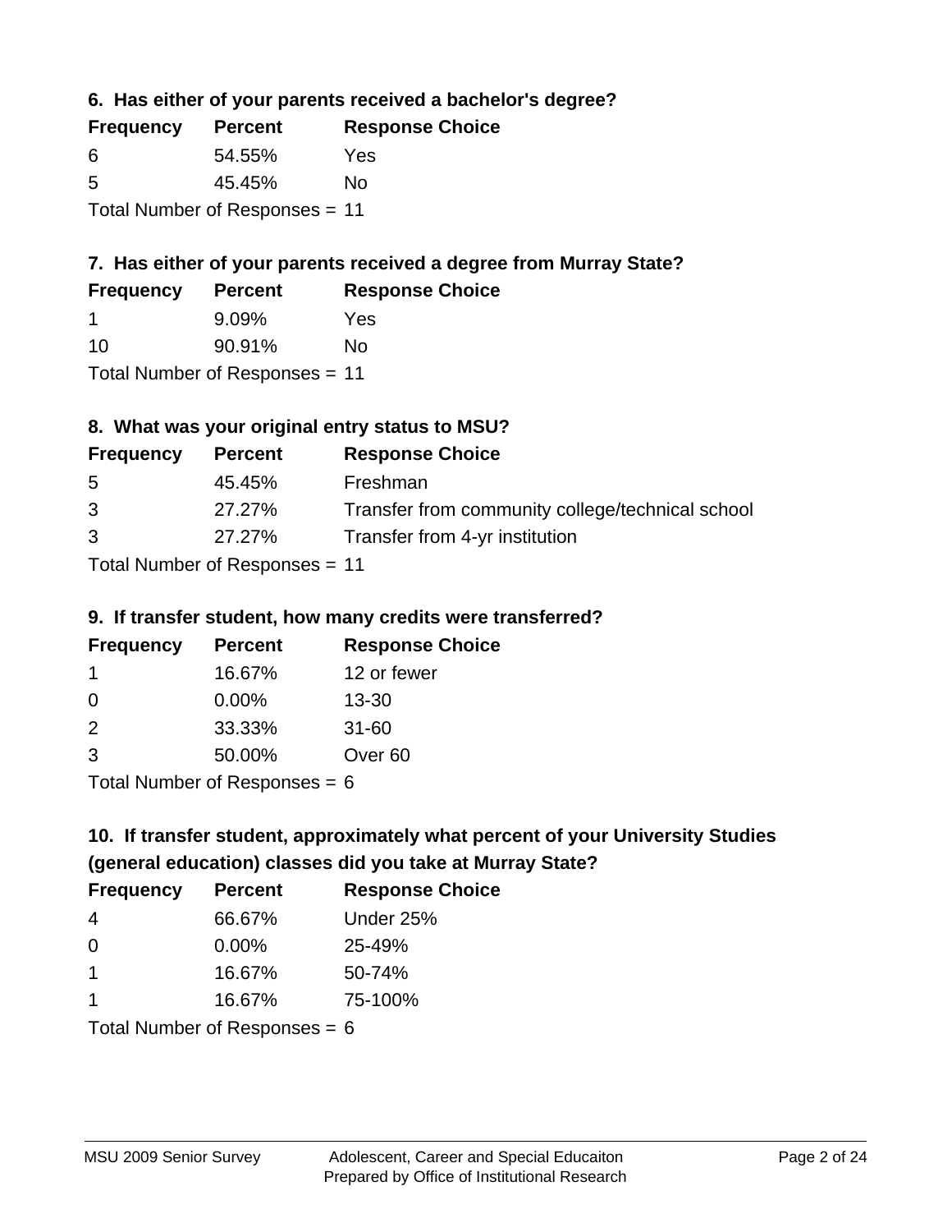### 6. Has either of your parents received a bachelor's degree?

| Frequency | Percent | Response Choice |
|---|---|---|
| 6 | 54.55% | Yes |
| 5 | 45.45% | No |

Total Number of Responses = 11

### 7. Has either of your parents received a degree from Murray State?

| Frequency | Percent | Response Choice |
|---|---|---|
| 1 | 9.09% | Yes |
| 10 | 90.91% | No |

Total Number of Responses = 11

### 8. What was your original entry status to MSU?

| Frequency | Percent | Response Choice |
|---|---|---|
| 5 | 45.45% | Freshman |
| 3 | 27.27% | Transfer from community college/technical school |
| 3 | 27.27% | Transfer from 4-yr institution |

Total Number of Responses = 11

### 9. If transfer student, how many credits were transferred?

| Frequency | Percent | Response Choice |
|---|---|---|
| 1 | 16.67% | 12 or fewer |
| 0 | 0.00% | 13-30 |
| 2 | 33.33% | 31-60 |
| 3 | 50.00% | Over 60 |

Total Number of Responses = 6

### 10. If transfer student, approximately what percent of your University Studies (general education) classes did you take at Murray State?

| Frequency | Percent | Response Choice |
|---|---|---|
| 4 | 66.67% | Under 25% |
| 0 | 0.00% | 25-49% |
| 1 | 16.67% | 50-74% |
| 1 | 16.67% | 75-100% |

Total Number of Responses = 6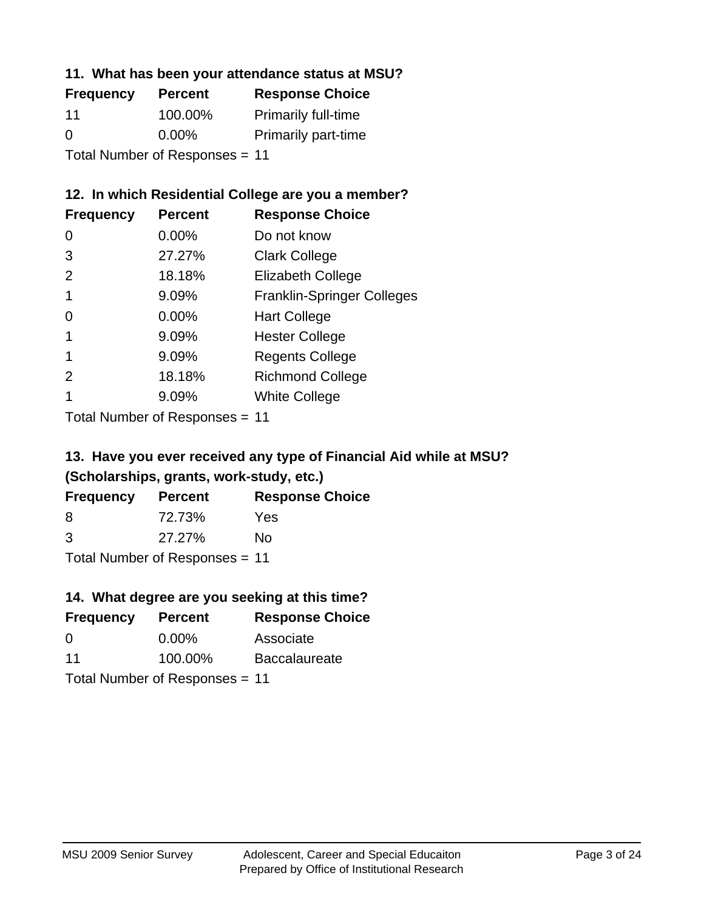### 11. What has been your attendance status at MSU?

| Frequency | Percent | Response Choice |
|---|---|---|
| 11 | 100.00% | Primarily full-time |
| 0 | 0.00% | Primarily part-time |

Total Number of Responses = 11

### 12. In which Residential College are you a member?

| Frequency | Percent | Response Choice |
|---|---|---|
| 0 | 0.00% | Do not know |
| 3 | 27.27% | Clark College |
| 2 | 18.18% | Elizabeth College |
| 1 | 9.09% | Franklin-Springer Colleges |
| 0 | 0.00% | Hart College |
| 1 | 9.09% | Hester College |
| 1 | 9.09% | Regents College |
| 2 | 18.18% | Richmond College |
| 1 | 9.09% | White College |

Total Number of Responses = 11

### 13. Have you ever received any type of Financial Aid while at MSU? (Scholarships, grants, work-study, etc.)

| Frequency | Percent | Response Choice |
|---|---|---|
| 8 | 72.73% | Yes |
| 3 | 27.27% | No |

Total Number of Responses = 11

### 14. What degree are you seeking at this time?

| Frequency | Percent | Response Choice |
|---|---|---|
| 0 | 0.00% | Associate |
| 11 | 100.00% | Baccalaureate |

Total Number of Responses = 11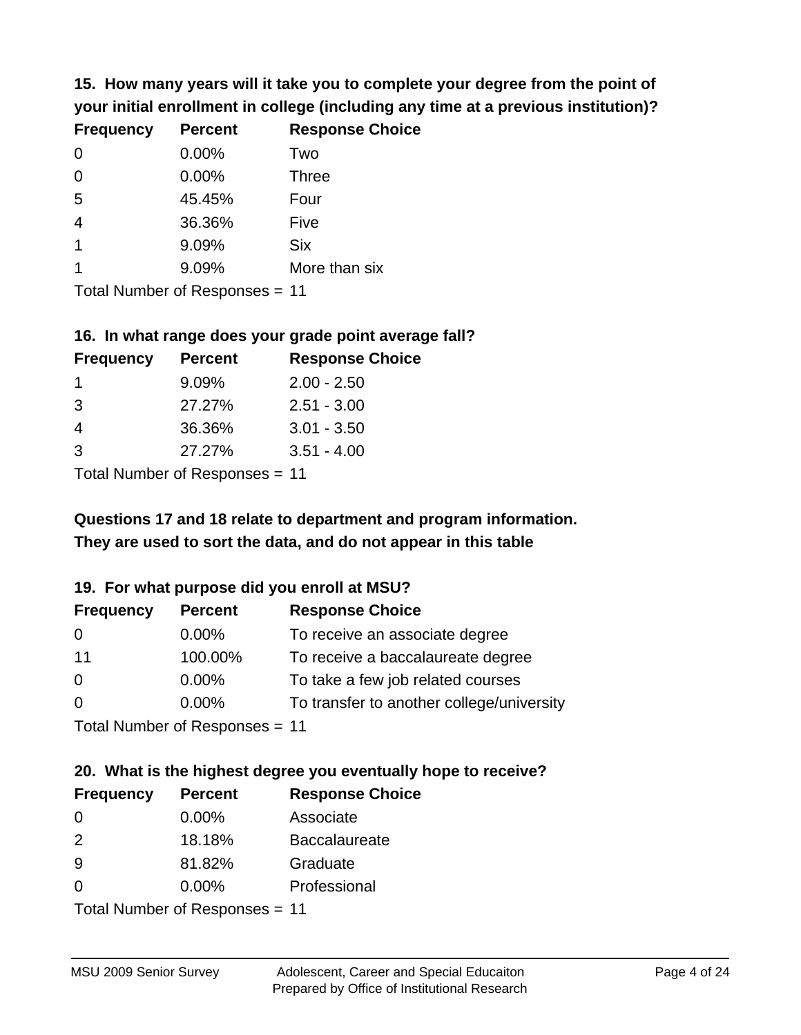### 15. How many years will it take you to complete your degree from the point of your initial enrollment in college (including any time at a previous institution)?

| Frequency | Percent | Response Choice |
|---|---|---|
| 0 | 0.00% | Two |
| 0 | 0.00% | Three |
| 5 | 45.45% | Four |
| 4 | 36.36% | Five |
| 1 | 9.09% | Six |
| 1 | 9.09% | More than six |

Total Number of Responses = 11

### 16. In what range does your grade point average fall?

| Frequency | Percent | Response Choice |
|---|---|---|
| 1 | 9.09% | 2.00 - 2.50 |
| 3 | 27.27% | 2.51 - 3.00 |
| 4 | 36.36% | 3.01 - 3.50 |
| 3 | 27.27% | 3.51 - 4.00 |

Total Number of Responses = 11

**Questions 17 and 18 relate to department and program information. They are used to sort the data, and do not appear in this table**

### 19. For what purpose did you enroll at MSU?

| Frequency | Percent | Response Choice |
|---|---|---|
| 0 | 0.00% | To receive an associate degree |
| 11 | 100.00% | To receive a baccalaureate degree |
| 0 | 0.00% | To take a few job related courses |
| 0 | 0.00% | To transfer to another college/university |

Total Number of Responses = 11

### 20. What is the highest degree you eventually hope to receive?

| Frequency | Percent | Response Choice |
|---|---|---|
| 0 | 0.00% | Associate |
| 2 | 18.18% | Baccalaureate |
| 9 | 81.82% | Graduate |
| 0 | 0.00% | Professional |

Total Number of Responses = 11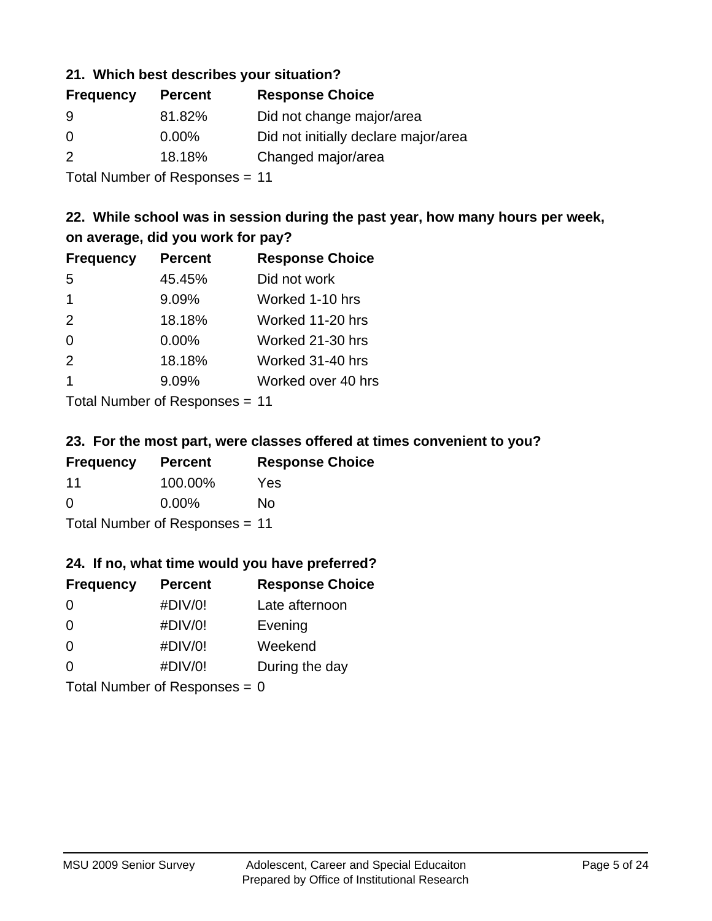### 21. Which best describes your situation?

| Frequency | Percent | Response Choice |
|---|---|---|
| 9 | 81.82% | Did not change major/area |
| 0 | 0.00% | Did not initially declare major/area |
| 2 | 18.18% | Changed major/area |

Total Number of Responses = 11

### 22. While school was in session during the past year, how many hours per week, on average, did you work for pay?

| Frequency | Percent | Response Choice |
|---|---|---|
| 5 | 45.45% | Did not work |
| 1 | 9.09% | Worked 1-10 hrs |
| 2 | 18.18% | Worked 11-20 hrs |
| 0 | 0.00% | Worked 21-30 hrs |
| 2 | 18.18% | Worked 31-40 hrs |
| 1 | 9.09% | Worked over 40 hrs |

Total Number of Responses = 11

### 23. For the most part, were classes offered at times convenient to you?

| Frequency | Percent | Response Choice |
|---|---|---|
| 11 | 100.00% | Yes |
| 0 | 0.00% | No |

Total Number of Responses = 11

### 24. If no, what time would you have preferred?

| Frequency | Percent | Response Choice |
|---|---|---|
| 0 | #DIV/0! | Late afternoon |
| 0 | #DIV/0! | Evening |
| 0 | #DIV/0! | Weekend |
| 0 | #DIV/0! | During the day |

Total Number of Responses = 0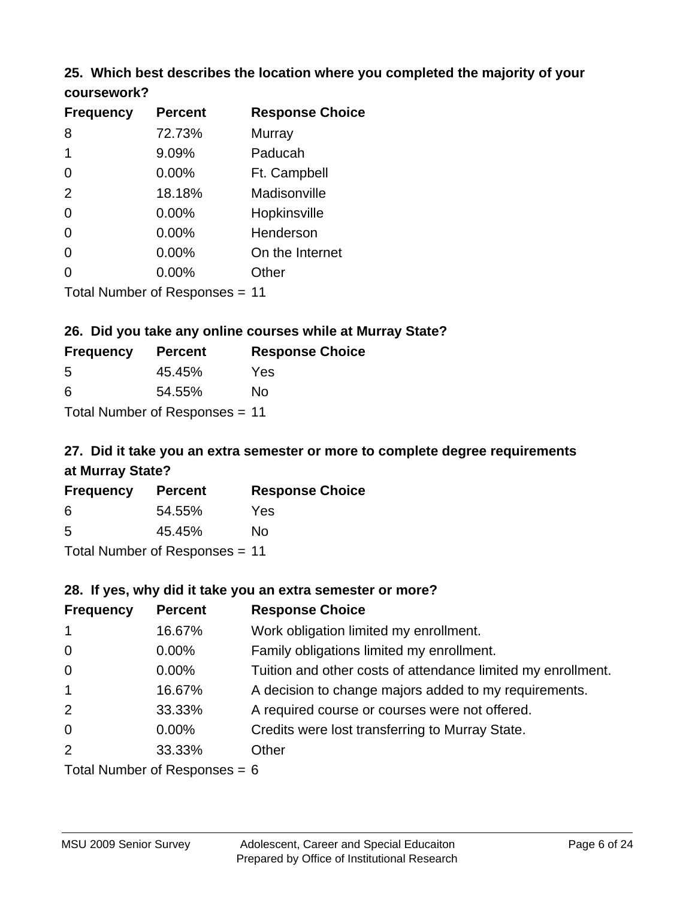### 25. Which best describes the location where you completed the majority of your coursework?

| Frequency | Percent | Response Choice |
|---|---|---|
| 8 | 72.73% | Murray |
| 1 | 9.09% | Paducah |
| 0 | 0.00% | Ft. Campbell |
| 2 | 18.18% | Madisonville |
| 0 | 0.00% | Hopkinsville |
| 0 | 0.00% | Henderson |
| 0 | 0.00% | On the Internet |
| 0 | 0.00% | Other |

Total Number of Responses = 11

### 26. Did you take any online courses while at Murray State?

| Frequency | Percent | Response Choice |
|---|---|---|
| 5 | 45.45% | Yes |
| 6 | 54.55% | No |

Total Number of Responses = 11

### 27. Did it take you an extra semester or more to complete degree requirements at Murray State?

| Frequency | Percent | Response Choice |
|---|---|---|
| 6 | 54.55% | Yes |
| 5 | 45.45% | No |

Total Number of Responses = 11

### 28. If yes, why did it take you an extra semester or more?

| Frequency | Percent | Response Choice |
|---|---|---|
| 1 | 16.67% | Work obligation limited my enrollment. |
| 0 | 0.00% | Family obligations limited my enrollment. |
| 0 | 0.00% | Tuition and other costs of attendance limited my enrollment. |
| 1 | 16.67% | A decision to change majors added to my requirements. |
| 2 | 33.33% | A required course or courses were not offered. |
| 0 | 0.00% | Credits were lost transferring to Murray State. |
| 2 | 33.33% | Other |

Total Number of Responses = 6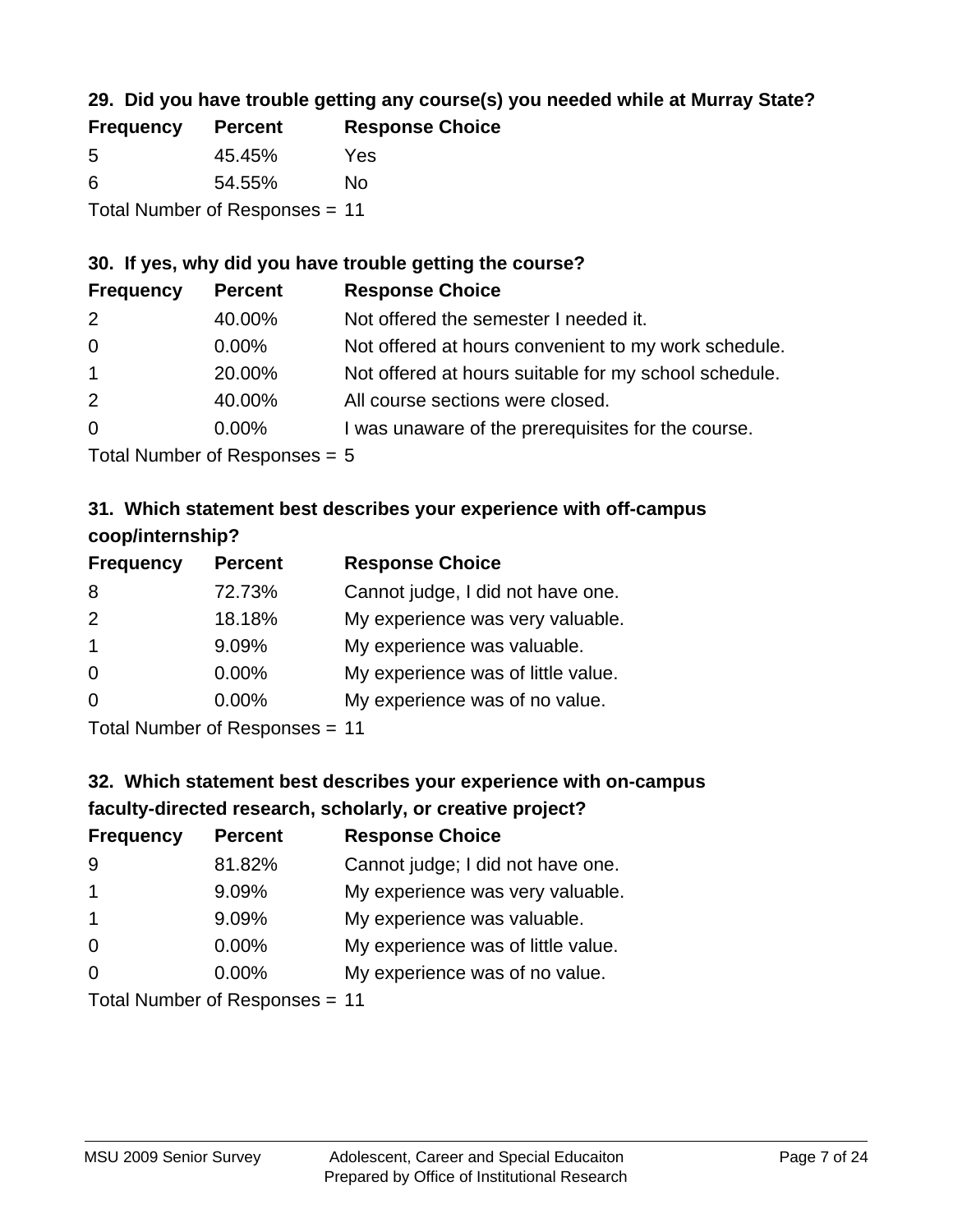### 29. Did you have trouble getting any course(s) you needed while at Murray State?

| Frequency | Percent | Response Choice |
| --- | --- | --- |
| 5 | 45.45% | Yes |
| 6 | 54.55% | No |

Total Number of Responses = 11

### 30. If yes, why did you have trouble getting the course?

| Frequency | Percent | Response Choice |
| --- | --- | --- |
| 2 | 40.00% | Not offered the semester I needed it. |
| 0 | 0.00% | Not offered at hours convenient to my work schedule. |
| 1 | 20.00% | Not offered at hours suitable for my school schedule. |
| 2 | 40.00% | All course sections were closed. |
| 0 | 0.00% | I was unaware of the prerequisites for the course. |

Total Number of Responses = 5

### 31. Which statement best describes your experience with off-campus coop/internship?

| Frequency | Percent | Response Choice |
| --- | --- | --- |
| 8 | 72.73% | Cannot judge, I did not have one. |
| 2 | 18.18% | My experience was very valuable. |
| 1 | 9.09% | My experience was valuable. |
| 0 | 0.00% | My experience was of little value. |
| 0 | 0.00% | My experience was of no value. |

Total Number of Responses = 11

### 32. Which statement best describes your experience with on-campus faculty-directed research, scholarly, or creative project?

| Frequency | Percent | Response Choice |
| --- | --- | --- |
| 9 | 81.82% | Cannot judge; I did not have one. |
| 1 | 9.09% | My experience was very valuable. |
| 1 | 9.09% | My experience was valuable. |
| 0 | 0.00% | My experience was of little value. |
| 0 | 0.00% | My experience was of no value. |

Total Number of Responses = 11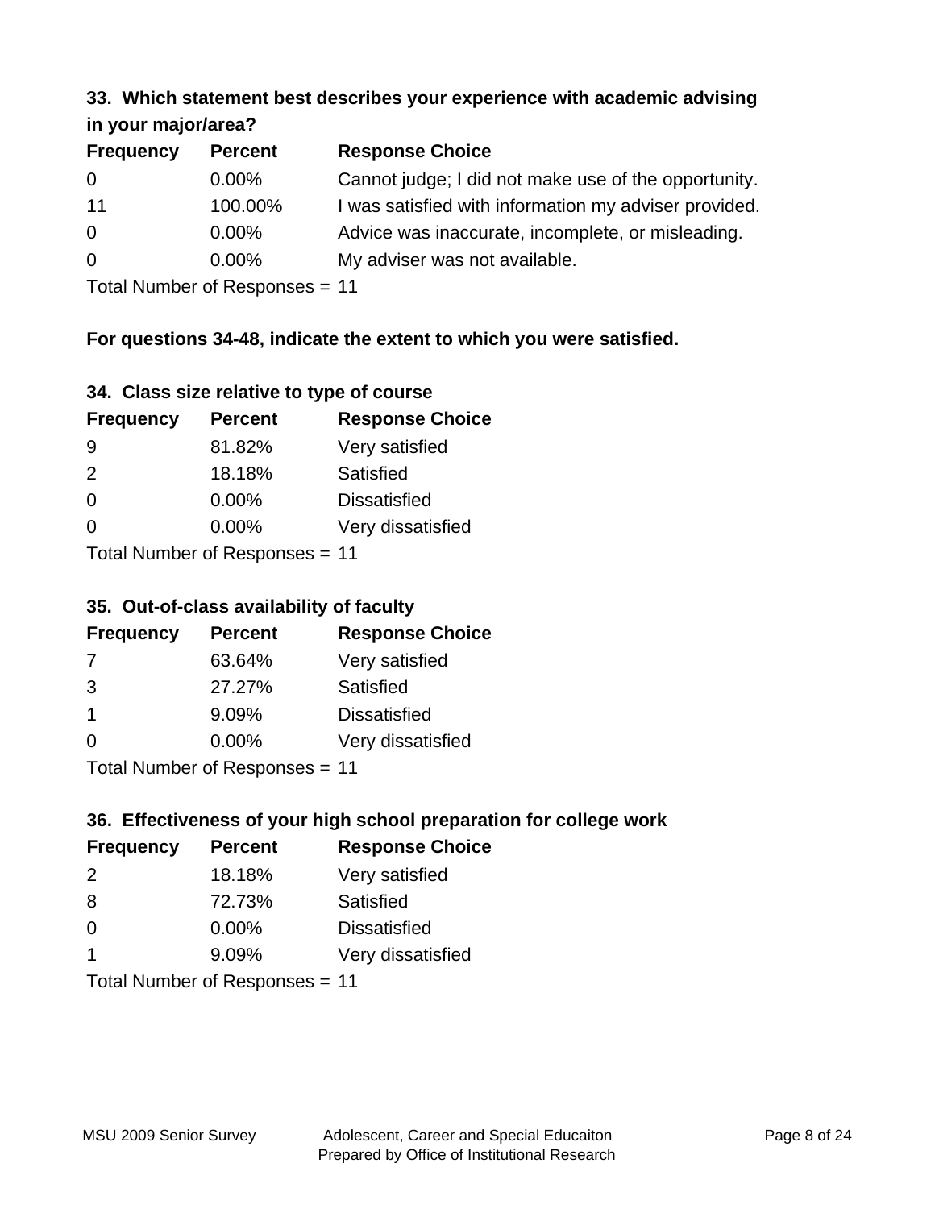### 33. Which statement best describes your experience with academic advising in your major/area?

| Frequency | Percent | Response Choice |
|---|---|---|
| 0 | 0.00% | Cannot judge; I did not make use of the opportunity. |
| 11 | 100.00% | I was satisfied with information my adviser provided. |
| 0 | 0.00% | Advice was inaccurate, incomplete, or misleading. |
| 0 | 0.00% | My adviser was not available. |

Total Number of Responses = 11

**For questions 34-48, indicate the extent to which you were satisfied.**

### 34. Class size relative to type of course

| Frequency | Percent | Response Choice |
|---|---|---|
| 9 | 81.82% | Very satisfied |
| 2 | 18.18% | Satisfied |
| 0 | 0.00% | Dissatisfied |
| 0 | 0.00% | Very dissatisfied |

Total Number of Responses = 11

### 35. Out-of-class availability of faculty

| Frequency | Percent | Response Choice |
|---|---|---|
| 7 | 63.64% | Very satisfied |
| 3 | 27.27% | Satisfied |
| 1 | 9.09% | Dissatisfied |
| 0 | 0.00% | Very dissatisfied |

Total Number of Responses = 11

### 36. Effectiveness of your high school preparation for college work

| Frequency | Percent | Response Choice |
|---|---|---|
| 2 | 18.18% | Very satisfied |
| 8 | 72.73% | Satisfied |
| 0 | 0.00% | Dissatisfied |
| 1 | 9.09% | Very dissatisfied |

Total Number of Responses = 11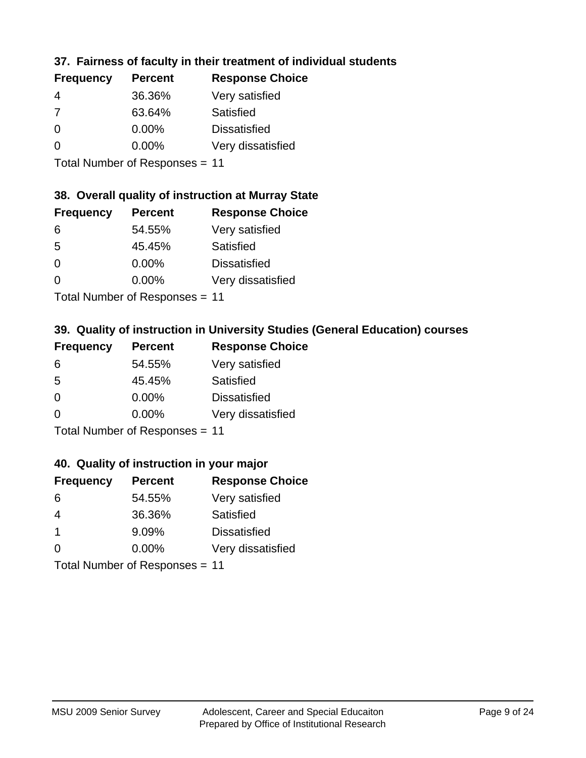### 37. Fairness of faculty in their treatment of individual students

| Frequency | Percent | Response Choice |
|---|---|---|
| 4 | 36.36% | Very satisfied |
| 7 | 63.64% | Satisfied |
| 0 | 0.00% | Dissatisfied |
| 0 | 0.00% | Very dissatisfied |

Total Number of Responses = 11

### 38. Overall quality of instruction at Murray State

| Frequency | Percent | Response Choice |
|---|---|---|
| 6 | 54.55% | Very satisfied |
| 5 | 45.45% | Satisfied |
| 0 | 0.00% | Dissatisfied |
| 0 | 0.00% | Very dissatisfied |

Total Number of Responses = 11

### 39. Quality of instruction in University Studies (General Education) courses

| Frequency | Percent | Response Choice |
|---|---|---|
| 6 | 54.55% | Very satisfied |
| 5 | 45.45% | Satisfied |
| 0 | 0.00% | Dissatisfied |
| 0 | 0.00% | Very dissatisfied |

Total Number of Responses = 11

### 40. Quality of instruction in your major

| Frequency | Percent | Response Choice |
|---|---|---|
| 6 | 54.55% | Very satisfied |
| 4 | 36.36% | Satisfied |
| 1 | 9.09% | Dissatisfied |
| 0 | 0.00% | Very dissatisfied |

Total Number of Responses = 11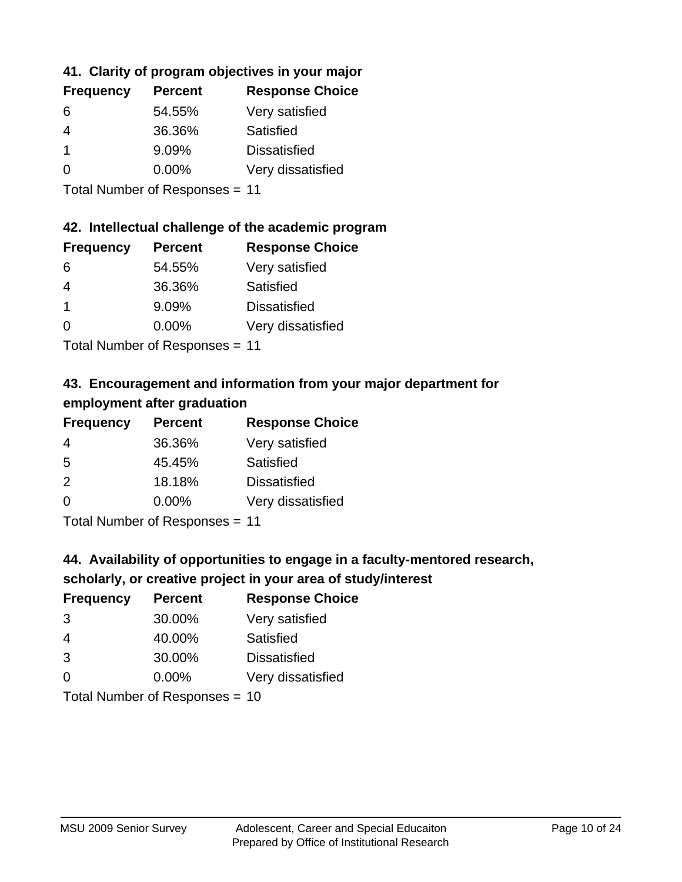### 41. Clarity of program objectives in your major

| Frequency | Percent | Response Choice |
|---|---|---|
| 6 | 54.55% | Very satisfied |
| 4 | 36.36% | Satisfied |
| 1 | 9.09% | Dissatisfied |
| 0 | 0.00% | Very dissatisfied |

Total Number of Responses = 11

### 42. Intellectual challenge of the academic program

| Frequency | Percent | Response Choice |
|---|---|---|
| 6 | 54.55% | Very satisfied |
| 4 | 36.36% | Satisfied |
| 1 | 9.09% | Dissatisfied |
| 0 | 0.00% | Very dissatisfied |

Total Number of Responses = 11

### 43. Encouragement and information from your major department for employment after graduation

| Frequency | Percent | Response Choice |
|---|---|---|
| 4 | 36.36% | Very satisfied |
| 5 | 45.45% | Satisfied |
| 2 | 18.18% | Dissatisfied |
| 0 | 0.00% | Very dissatisfied |

Total Number of Responses = 11

### 44. Availability of opportunities to engage in a faculty-mentored research, scholarly, or creative project in your area of study/interest

| Frequency | Percent | Response Choice |
|---|---|---|
| 3 | 30.00% | Very satisfied |
| 4 | 40.00% | Satisfied |
| 3 | 30.00% | Dissatisfied |
| 0 | 0.00% | Very dissatisfied |

Total Number of Responses = 10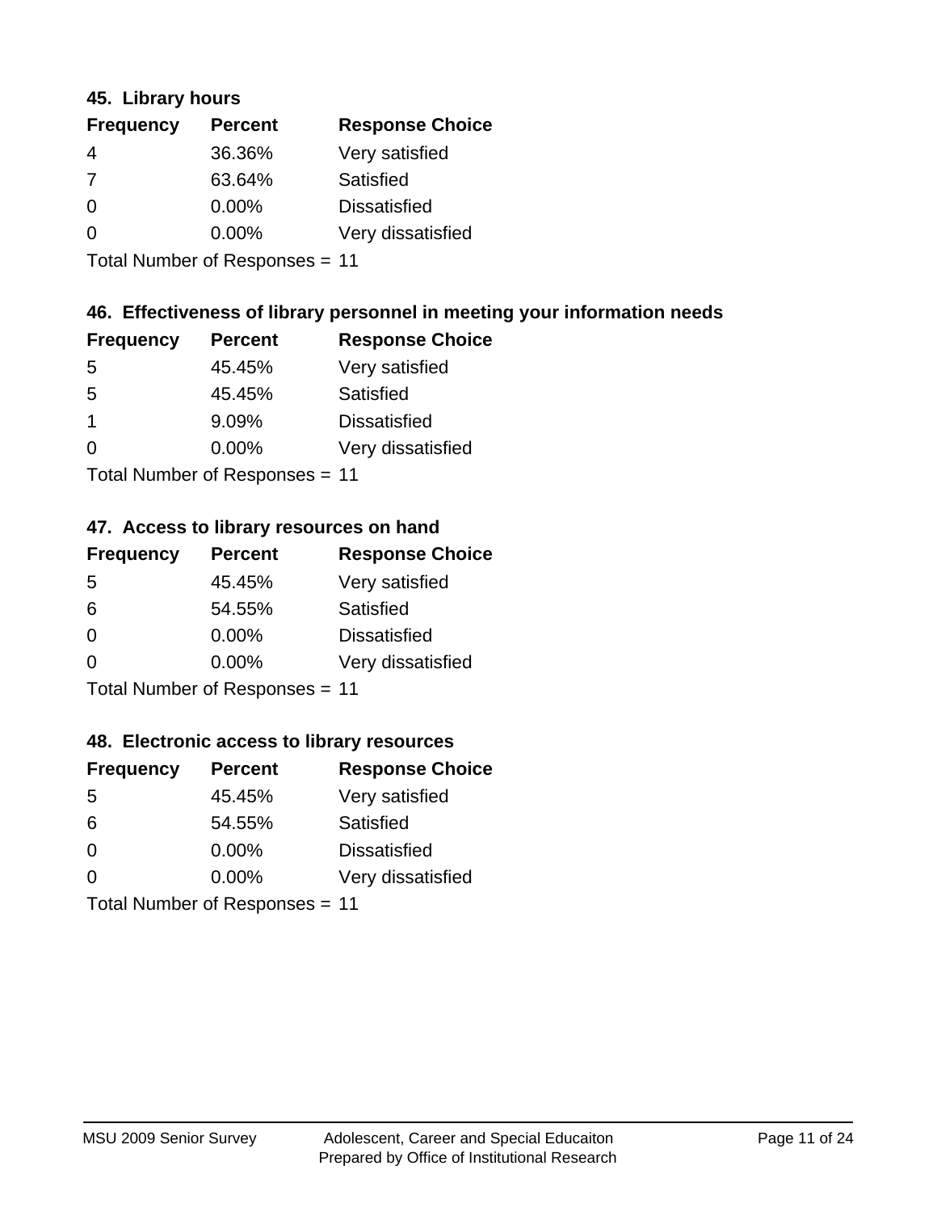### 45. Library hours

| Frequency | Percent | Response Choice |
|---|---|---|
| 4 | 36.36% | Very satisfied |
| 7 | 63.64% | Satisfied |
| 0 | 0.00% | Dissatisfied |
| 0 | 0.00% | Very dissatisfied |

Total Number of Responses = 11

### 46. Effectiveness of library personnel in meeting your information needs

| Frequency | Percent | Response Choice |
|---|---|---|
| 5 | 45.45% | Very satisfied |
| 5 | 45.45% | Satisfied |
| 1 | 9.09% | Dissatisfied |
| 0 | 0.00% | Very dissatisfied |

Total Number of Responses = 11

### 47. Access to library resources on hand

| Frequency | Percent | Response Choice |
|---|---|---|
| 5 | 45.45% | Very satisfied |
| 6 | 54.55% | Satisfied |
| 0 | 0.00% | Dissatisfied |
| 0 | 0.00% | Very dissatisfied |

Total Number of Responses = 11

### 48. Electronic access to library resources

| Frequency | Percent | Response Choice |
|---|---|---|
| 5 | 45.45% | Very satisfied |
| 6 | 54.55% | Satisfied |
| 0 | 0.00% | Dissatisfied |
| 0 | 0.00% | Very dissatisfied |

Total Number of Responses = 11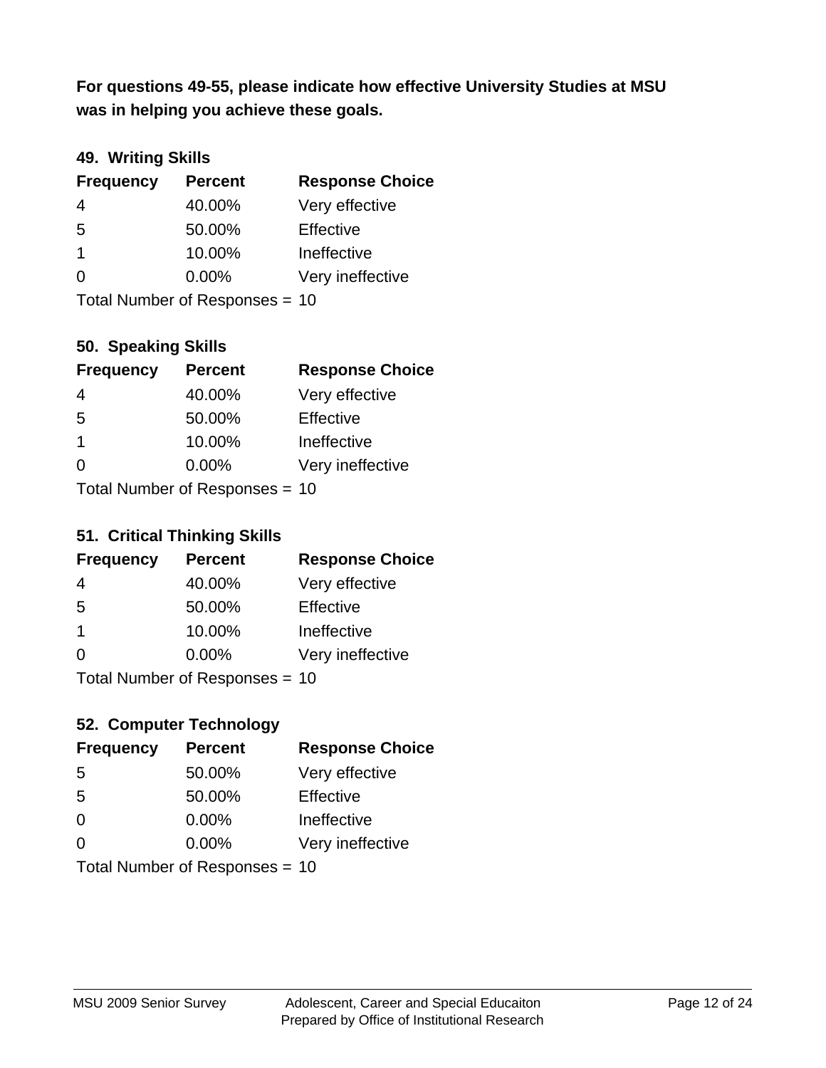**For questions 49-55, please indicate how effective University Studies at MSU was in helping you achieve these goals.**

### 49. Writing Skills

| Frequency | Percent | Response Choice |
|---|---|---|
| 4 | 40.00% | Very effective |
| 5 | 50.00% | Effective |
| 1 | 10.00% | Ineffective |
| 0 | 0.00% | Very ineffective |

Total Number of Responses = 10

### 50. Speaking Skills

| Frequency | Percent | Response Choice |
|---|---|---|
| 4 | 40.00% | Very effective |
| 5 | 50.00% | Effective |
| 1 | 10.00% | Ineffective |
| 0 | 0.00% | Very ineffective |

Total Number of Responses = 10

### 51. Critical Thinking Skills

| Frequency | Percent | Response Choice |
|---|---|---|
| 4 | 40.00% | Very effective |
| 5 | 50.00% | Effective |
| 1 | 10.00% | Ineffective |
| 0 | 0.00% | Very ineffective |

Total Number of Responses = 10

### 52. Computer Technology

| Frequency | Percent | Response Choice |
|---|---|---|
| 5 | 50.00% | Very effective |
| 5 | 50.00% | Effective |
| 0 | 0.00% | Ineffective |
| 0 | 0.00% | Very ineffective |

Total Number of Responses = 10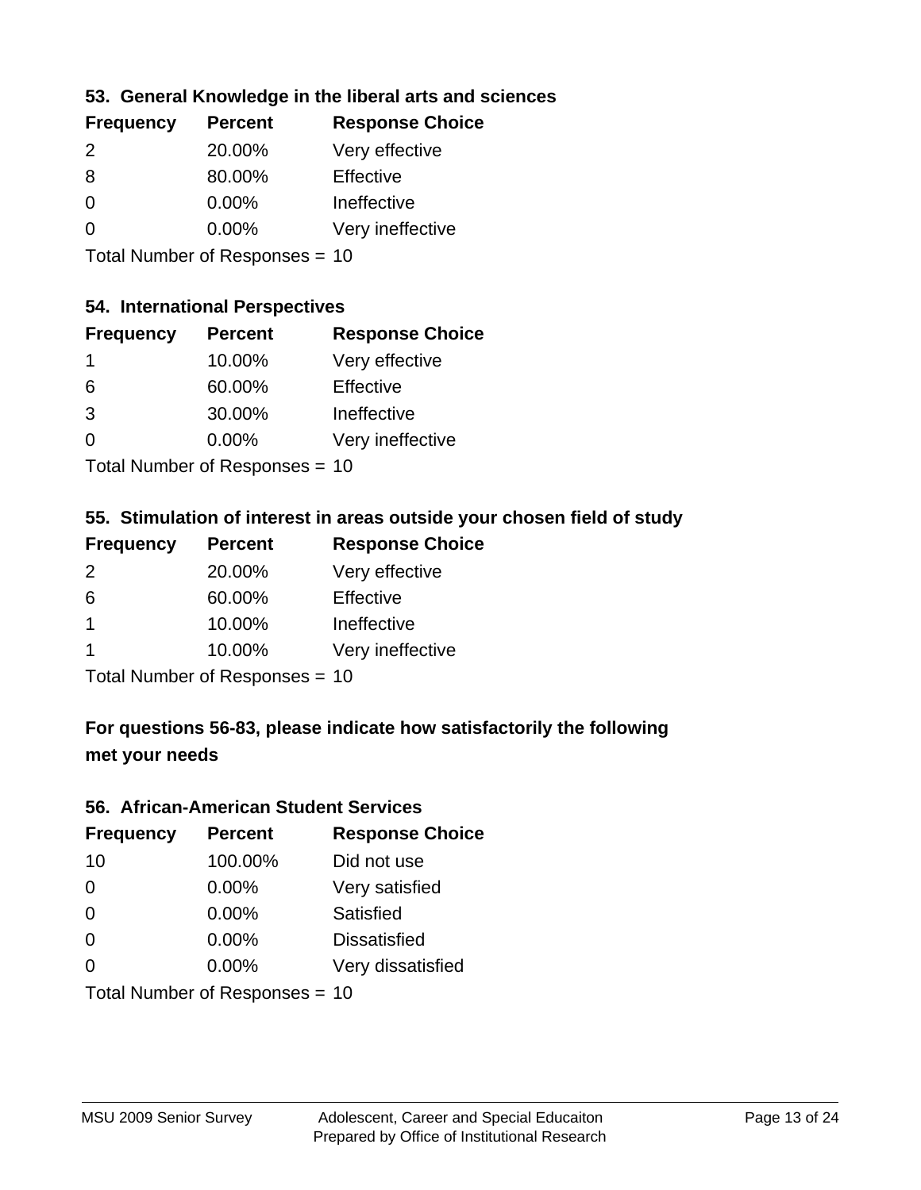### 53. General Knowledge in the liberal arts and sciences

| Frequency | Percent | Response Choice |
| --- | --- | --- |
| 2 | 20.00% | Very effective |
| 8 | 80.00% | Effective |
| 0 | 0.00% | Ineffective |
| 0 | 0.00% | Very ineffective |

Total Number of Responses = 10

### 54. International Perspectives

| Frequency | Percent | Response Choice |
| --- | --- | --- |
| 1 | 10.00% | Very effective |
| 6 | 60.00% | Effective |
| 3 | 30.00% | Ineffective |
| 0 | 0.00% | Very ineffective |

Total Number of Responses = 10

### 55. Stimulation of interest in areas outside your chosen field of study

| Frequency | Percent | Response Choice |
| --- | --- | --- |
| 2 | 20.00% | Very effective |
| 6 | 60.00% | Effective |
| 1 | 10.00% | Ineffective |
| 1 | 10.00% | Very ineffective |

Total Number of Responses = 10

## For questions 56-83, please indicate how satisfactorily the following met your needs

### 56. African-American Student Services

| Frequency | Percent | Response Choice |
| --- | --- | --- |
| 10 | 100.00% | Did not use |
| 0 | 0.00% | Very satisfied |
| 0 | 0.00% | Satisfied |
| 0 | 0.00% | Dissatisfied |
| 0 | 0.00% | Very dissatisfied |

Total Number of Responses = 10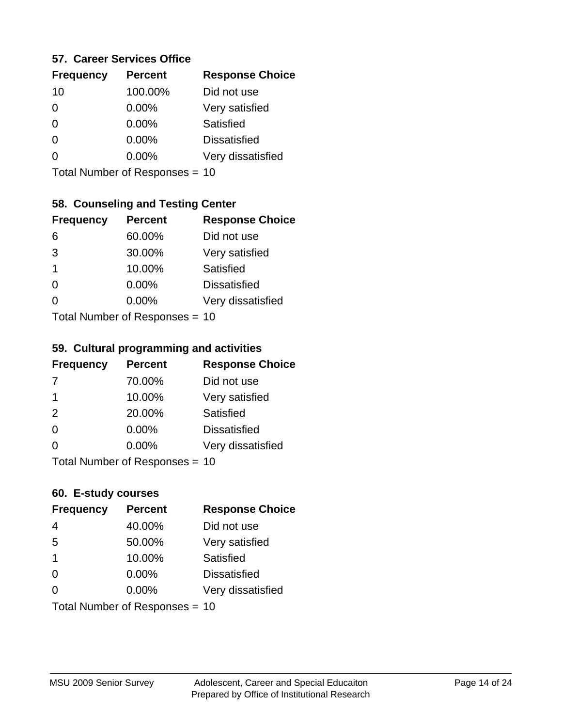### 57. Career Services Office

| Frequency | Percent | Response Choice |
|---|---|---|
| 10 | 100.00% | Did not use |
| 0 | 0.00% | Very satisfied |
| 0 | 0.00% | Satisfied |
| 0 | 0.00% | Dissatisfied |
| 0 | 0.00% | Very dissatisfied |

Total Number of Responses = 10

### 58. Counseling and Testing Center

| Frequency | Percent | Response Choice |
|---|---|---|
| 6 | 60.00% | Did not use |
| 3 | 30.00% | Very satisfied |
| 1 | 10.00% | Satisfied |
| 0 | 0.00% | Dissatisfied |
| 0 | 0.00% | Very dissatisfied |

Total Number of Responses = 10

### 59. Cultural programming and activities

| Frequency | Percent | Response Choice |
|---|---|---|
| 7 | 70.00% | Did not use |
| 1 | 10.00% | Very satisfied |
| 2 | 20.00% | Satisfied |
| 0 | 0.00% | Dissatisfied |
| 0 | 0.00% | Very dissatisfied |

Total Number of Responses = 10

### 60. E-study courses

| Frequency | Percent | Response Choice |
|---|---|---|
| 4 | 40.00% | Did not use |
| 5 | 50.00% | Very satisfied |
| 1 | 10.00% | Satisfied |
| 0 | 0.00% | Dissatisfied |
| 0 | 0.00% | Very dissatisfied |

Total Number of Responses = 10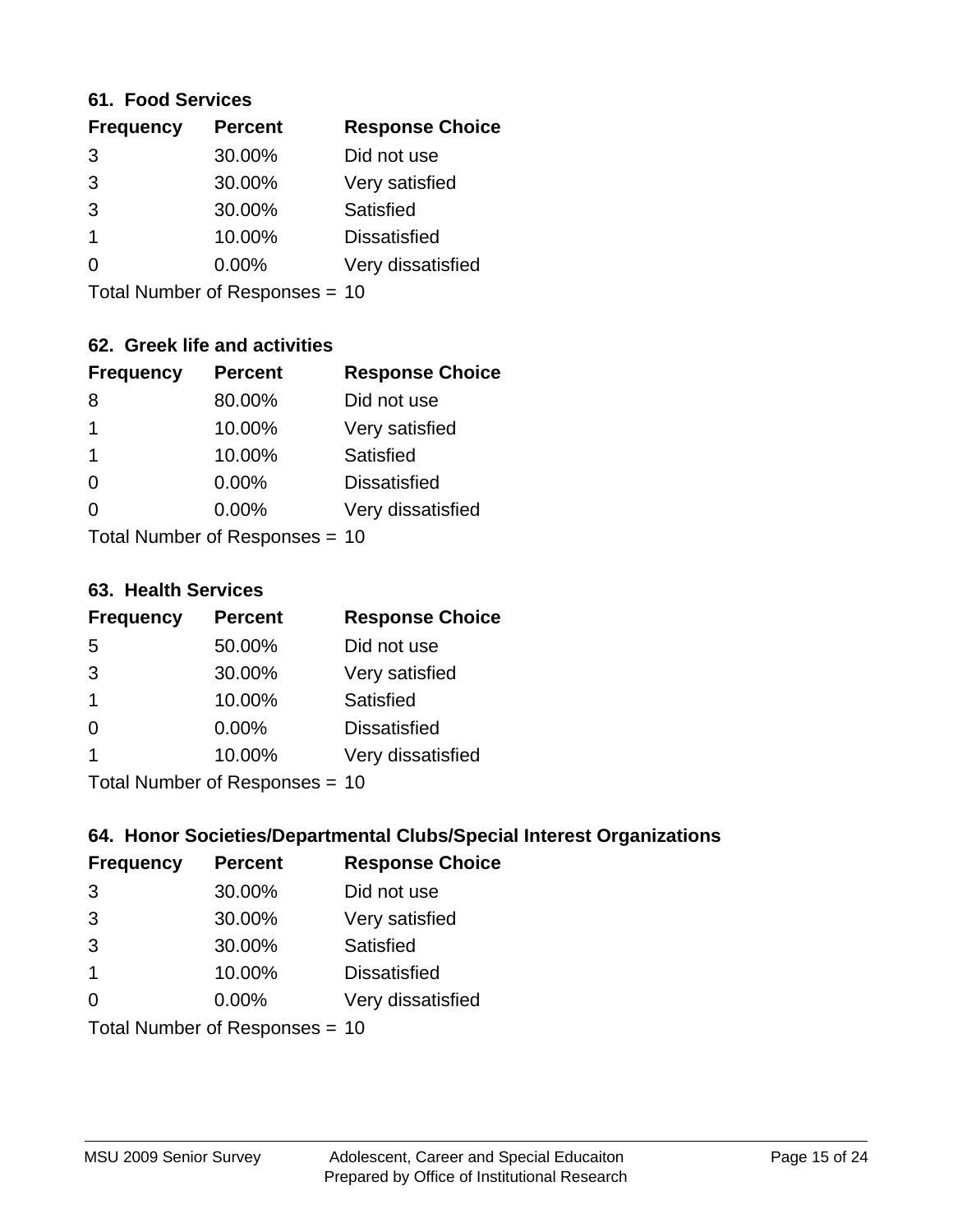### 61. Food Services

| Frequency | Percent | Response Choice |
|---|---|---|
| 3 | 30.00% | Did not use |
| 3 | 30.00% | Very satisfied |
| 3 | 30.00% | Satisfied |
| 1 | 10.00% | Dissatisfied |
| 0 | 0.00% | Very dissatisfied |

Total Number of Responses = 10

### 62. Greek life and activities

| Frequency | Percent | Response Choice |
|---|---|---|
| 8 | 80.00% | Did not use |
| 1 | 10.00% | Very satisfied |
| 1 | 10.00% | Satisfied |
| 0 | 0.00% | Dissatisfied |
| 0 | 0.00% | Very dissatisfied |

Total Number of Responses = 10

### 63. Health Services

| Frequency | Percent | Response Choice |
|---|---|---|
| 5 | 50.00% | Did not use |
| 3 | 30.00% | Very satisfied |
| 1 | 10.00% | Satisfied |
| 0 | 0.00% | Dissatisfied |
| 1 | 10.00% | Very dissatisfied |

Total Number of Responses = 10

### 64. Honor Societies/Departmental Clubs/Special Interest Organizations

| Frequency | Percent | Response Choice |
|---|---|---|
| 3 | 30.00% | Did not use |
| 3 | 30.00% | Very satisfied |
| 3 | 30.00% | Satisfied |
| 1 | 10.00% | Dissatisfied |
| 0 | 0.00% | Very dissatisfied |

Total Number of Responses = 10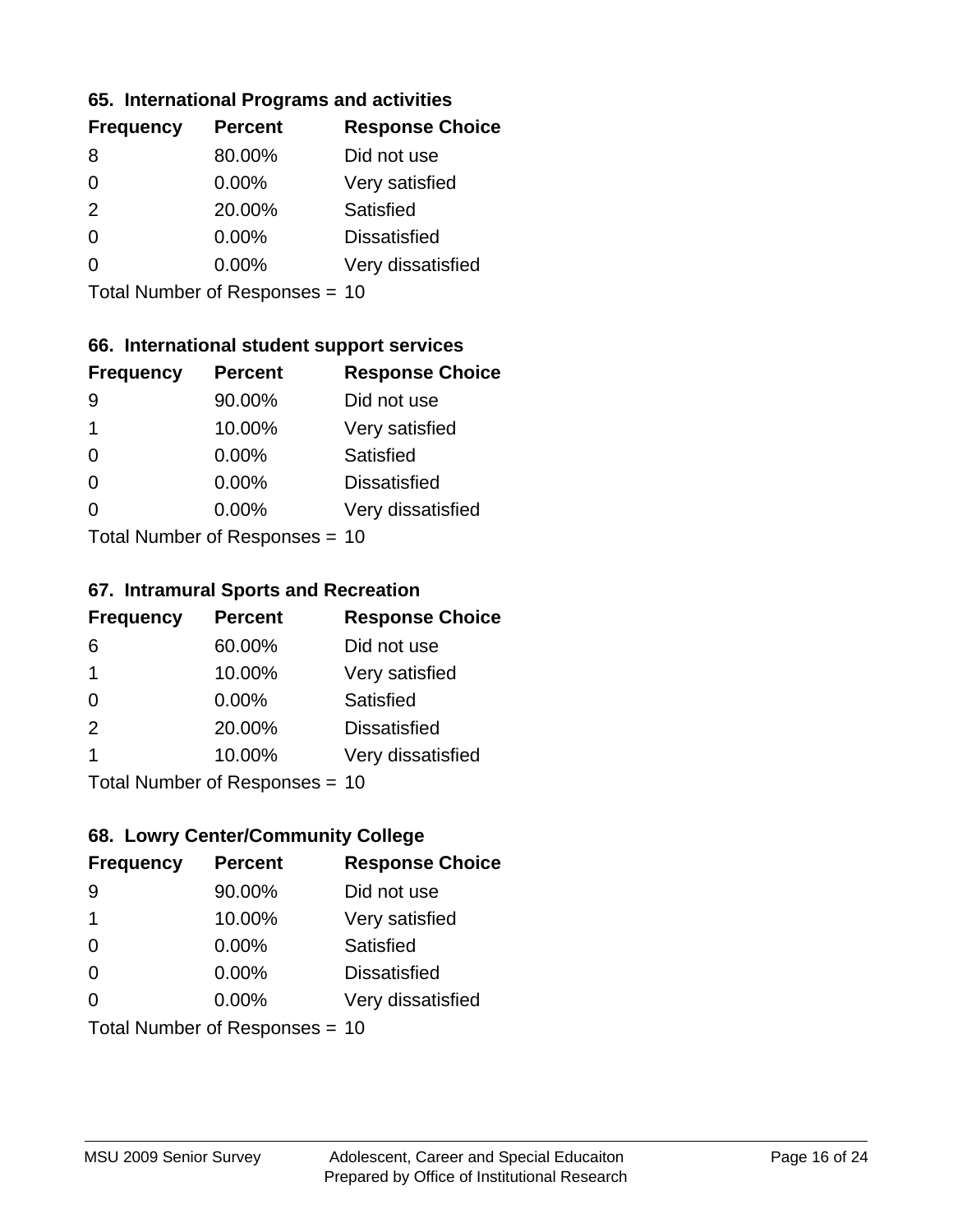### 65. International Programs and activities

| Frequency | Percent | Response Choice |
| --- | --- | --- |
| 8 | 80.00% | Did not use |
| 0 | 0.00% | Very satisfied |
| 2 | 20.00% | Satisfied |
| 0 | 0.00% | Dissatisfied |
| 0 | 0.00% | Very dissatisfied |

Total Number of Responses = 10

### 66. International student support services

| Frequency | Percent | Response Choice |
| --- | --- | --- |
| 9 | 90.00% | Did not use |
| 1 | 10.00% | Very satisfied |
| 0 | 0.00% | Satisfied |
| 0 | 0.00% | Dissatisfied |
| 0 | 0.00% | Very dissatisfied |

Total Number of Responses = 10

### 67. Intramural Sports and Recreation

| Frequency | Percent | Response Choice |
| --- | --- | --- |
| 6 | 60.00% | Did not use |
| 1 | 10.00% | Very satisfied |
| 0 | 0.00% | Satisfied |
| 2 | 20.00% | Dissatisfied |
| 1 | 10.00% | Very dissatisfied |

Total Number of Responses = 10

### 68. Lowry Center/Community College

| Frequency | Percent | Response Choice |
| --- | --- | --- |
| 9 | 90.00% | Did not use |
| 1 | 10.00% | Very satisfied |
| 0 | 0.00% | Satisfied |
| 0 | 0.00% | Dissatisfied |
| 0 | 0.00% | Very dissatisfied |

Total Number of Responses = 10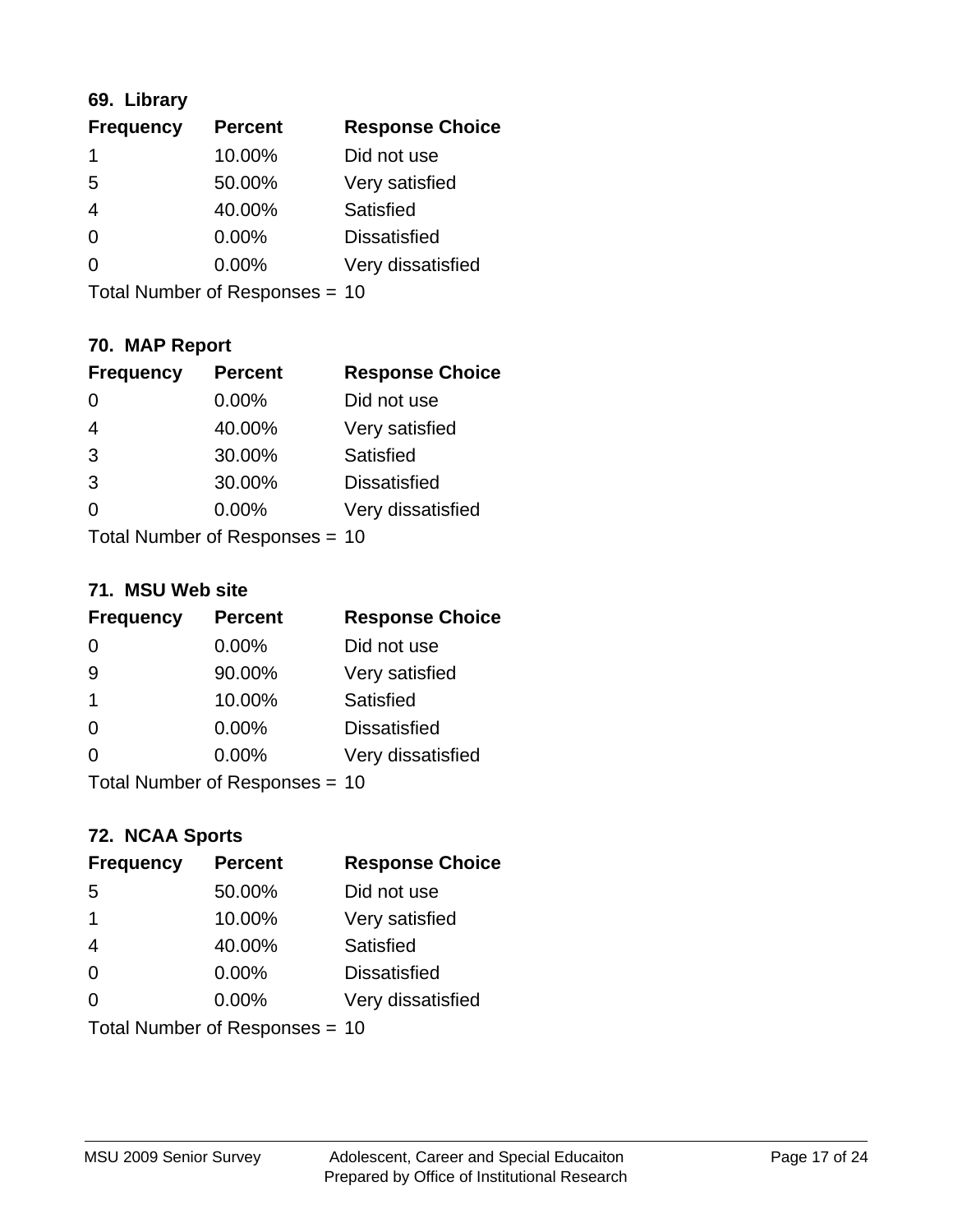### 69. Library

| Frequency | Percent | Response Choice |
|---|---|---|
| 1 | 10.00% | Did not use |
| 5 | 50.00% | Very satisfied |
| 4 | 40.00% | Satisfied |
| 0 | 0.00% | Dissatisfied |
| 0 | 0.00% | Very dissatisfied |

Total Number of Responses = 10

### 70. MAP Report

| Frequency | Percent | Response Choice |
|---|---|---|
| 0 | 0.00% | Did not use |
| 4 | 40.00% | Very satisfied |
| 3 | 30.00% | Satisfied |
| 3 | 30.00% | Dissatisfied |
| 0 | 0.00% | Very dissatisfied |

Total Number of Responses = 10

### 71. MSU Web site

| Frequency | Percent | Response Choice |
|---|---|---|
| 0 | 0.00% | Did not use |
| 9 | 90.00% | Very satisfied |
| 1 | 10.00% | Satisfied |
| 0 | 0.00% | Dissatisfied |
| 0 | 0.00% | Very dissatisfied |

Total Number of Responses = 10

### 72. NCAA Sports

| Frequency | Percent | Response Choice |
|---|---|---|
| 5 | 50.00% | Did not use |
| 1 | 10.00% | Very satisfied |
| 4 | 40.00% | Satisfied |
| 0 | 0.00% | Dissatisfied |
| 0 | 0.00% | Very dissatisfied |

Total Number of Responses = 10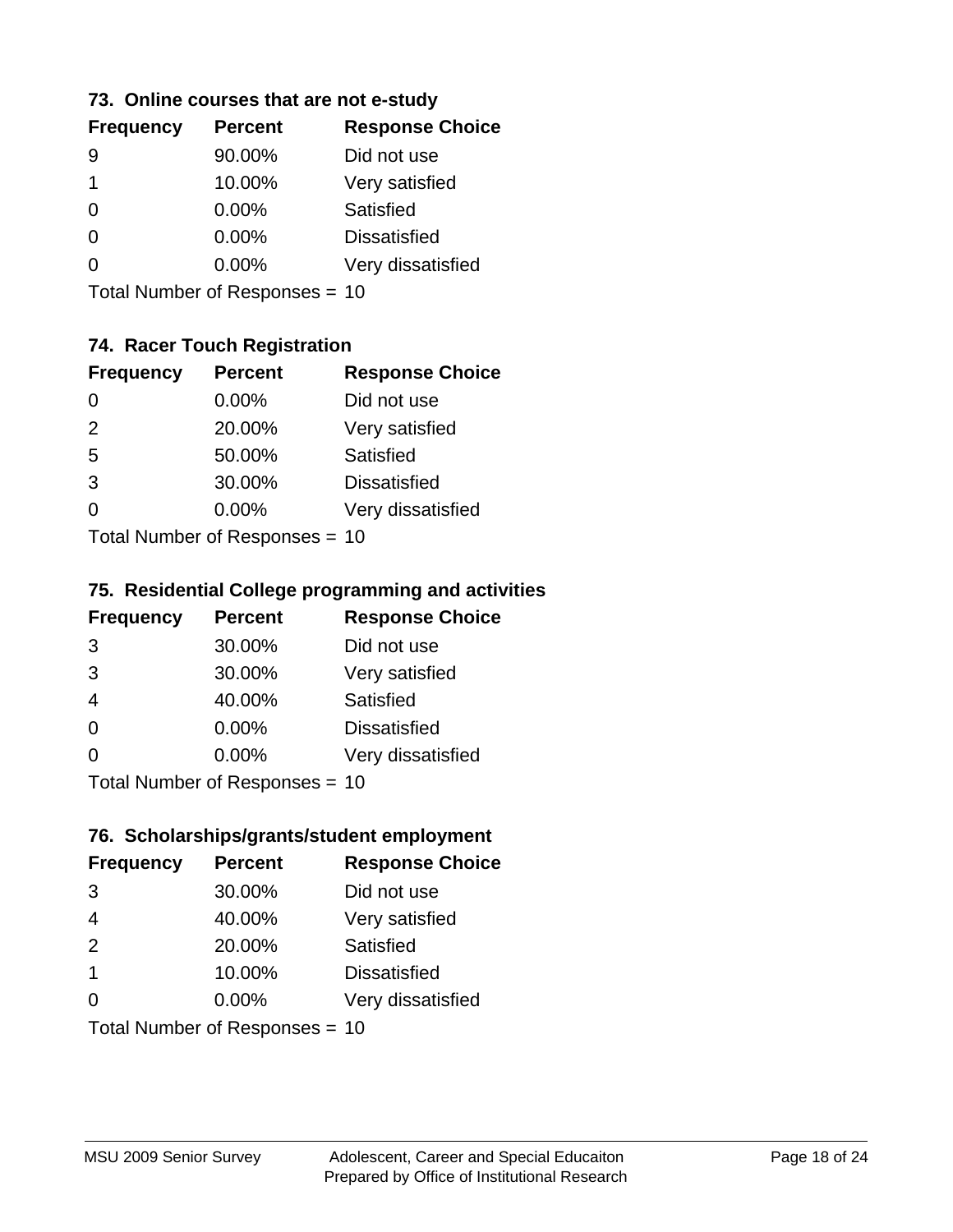### 73. Online courses that are not e-study

| Frequency | Percent | Response Choice |
|---|---|---|
| 9 | 90.00% | Did not use |
| 1 | 10.00% | Very satisfied |
| 0 | 0.00% | Satisfied |
| 0 | 0.00% | Dissatisfied |
| 0 | 0.00% | Very dissatisfied |

Total Number of Responses = 10

### 74. Racer Touch Registration

| Frequency | Percent | Response Choice |
|---|---|---|
| 0 | 0.00% | Did not use |
| 2 | 20.00% | Very satisfied |
| 5 | 50.00% | Satisfied |
| 3 | 30.00% | Dissatisfied |
| 0 | 0.00% | Very dissatisfied |

Total Number of Responses = 10

### 75. Residential College programming and activities

| Frequency | Percent | Response Choice |
|---|---|---|
| 3 | 30.00% | Did not use |
| 3 | 30.00% | Very satisfied |
| 4 | 40.00% | Satisfied |
| 0 | 0.00% | Dissatisfied |
| 0 | 0.00% | Very dissatisfied |

Total Number of Responses = 10

### 76. Scholarships/grants/student employment

| Frequency | Percent | Response Choice |
|---|---|---|
| 3 | 30.00% | Did not use |
| 4 | 40.00% | Very satisfied |
| 2 | 20.00% | Satisfied |
| 1 | 10.00% | Dissatisfied |
| 0 | 0.00% | Very dissatisfied |

Total Number of Responses = 10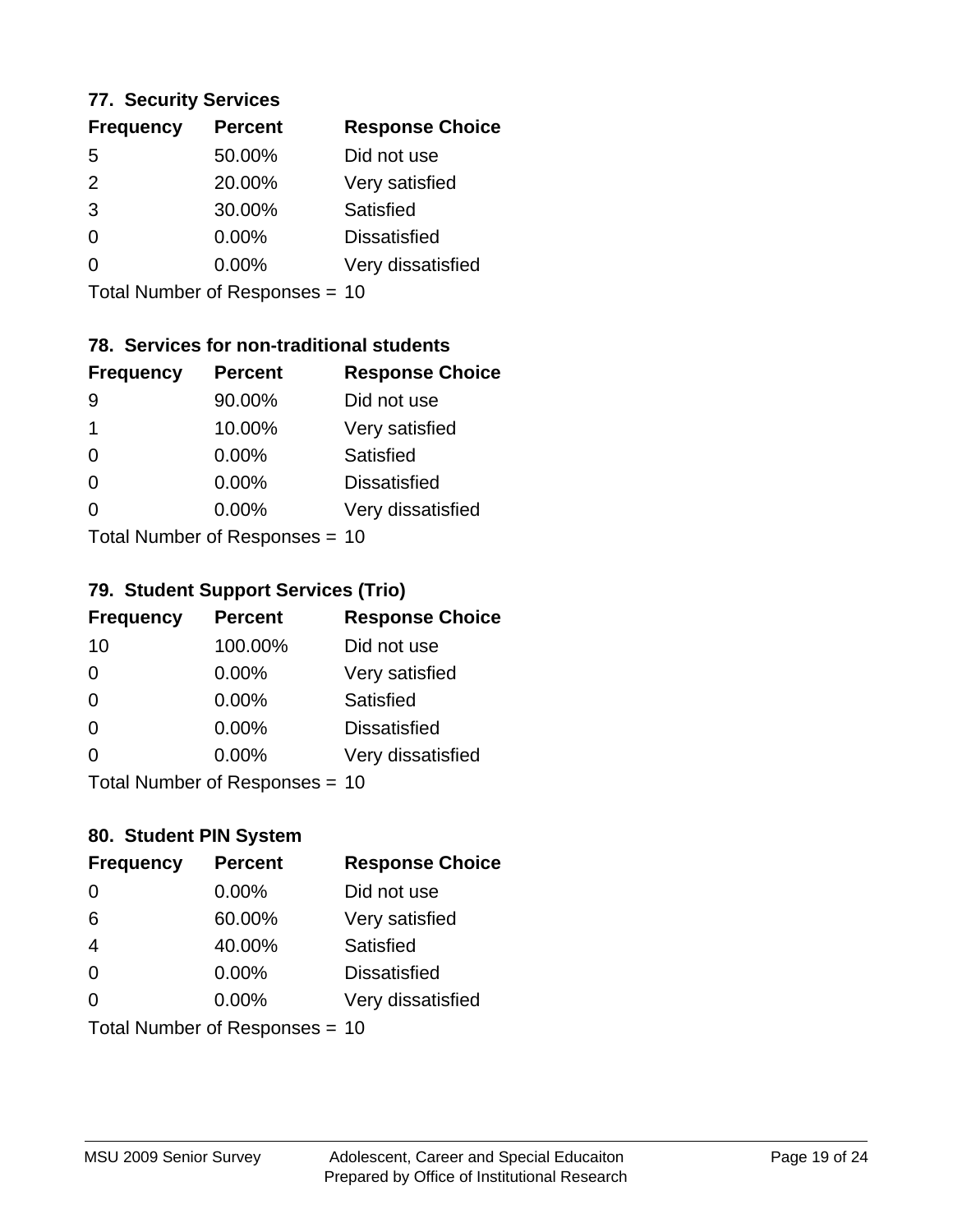### 77. Security Services

| Frequency | Percent | Response Choice |
|---|---|---|
| 5 | 50.00% | Did not use |
| 2 | 20.00% | Very satisfied |
| 3 | 30.00% | Satisfied |
| 0 | 0.00% | Dissatisfied |
| 0 | 0.00% | Very dissatisfied |

Total Number of Responses = 10

### 78. Services for non-traditional students

| Frequency | Percent | Response Choice |
|---|---|---|
| 9 | 90.00% | Did not use |
| 1 | 10.00% | Very satisfied |
| 0 | 0.00% | Satisfied |
| 0 | 0.00% | Dissatisfied |
| 0 | 0.00% | Very dissatisfied |

Total Number of Responses = 10

### 79. Student Support Services (Trio)

| Frequency | Percent | Response Choice |
|---|---|---|
| 10 | 100.00% | Did not use |
| 0 | 0.00% | Very satisfied |
| 0 | 0.00% | Satisfied |
| 0 | 0.00% | Dissatisfied |
| 0 | 0.00% | Very dissatisfied |

Total Number of Responses = 10

### 80. Student PIN System

| Frequency | Percent | Response Choice |
|---|---|---|
| 0 | 0.00% | Did not use |
| 6 | 60.00% | Very satisfied |
| 4 | 40.00% | Satisfied |
| 0 | 0.00% | Dissatisfied |
| 0 | 0.00% | Very dissatisfied |

Total Number of Responses = 10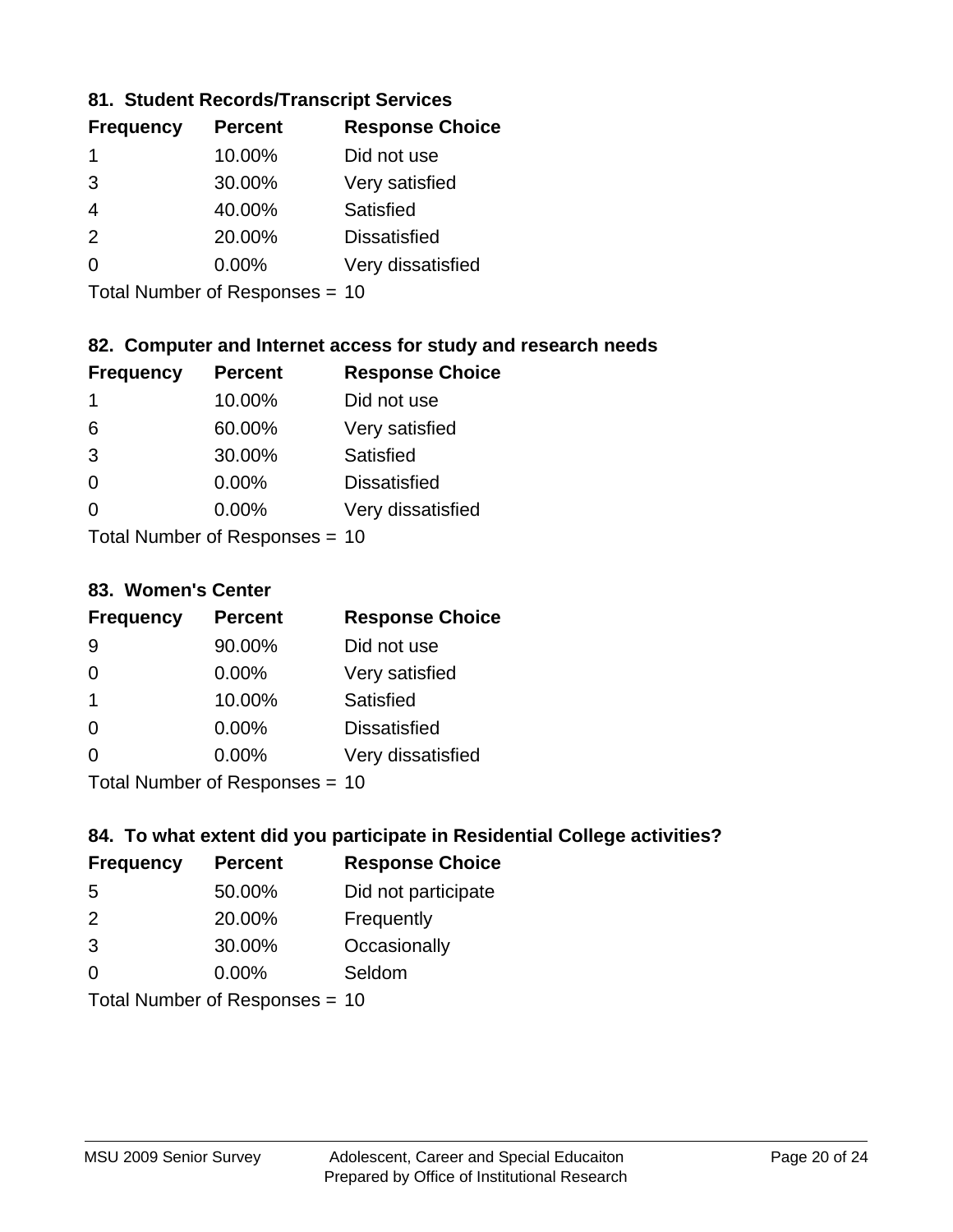### 81. Student Records/Transcript Services

| Frequency | Percent | Response Choice |
|---|---|---|
| 1 | 10.00% | Did not use |
| 3 | 30.00% | Very satisfied |
| 4 | 40.00% | Satisfied |
| 2 | 20.00% | Dissatisfied |
| 0 | 0.00% | Very dissatisfied |

Total Number of Responses = 10

### 82. Computer and Internet access for study and research needs

| Frequency | Percent | Response Choice |
|---|---|---|
| 1 | 10.00% | Did not use |
| 6 | 60.00% | Very satisfied |
| 3 | 30.00% | Satisfied |
| 0 | 0.00% | Dissatisfied |
| 0 | 0.00% | Very dissatisfied |

Total Number of Responses = 10

### 83. Women's Center

| Frequency | Percent | Response Choice |
|---|---|---|
| 9 | 90.00% | Did not use |
| 0 | 0.00% | Very satisfied |
| 1 | 10.00% | Satisfied |
| 0 | 0.00% | Dissatisfied |
| 0 | 0.00% | Very dissatisfied |

Total Number of Responses = 10

### 84. To what extent did you participate in Residential College activities?

| Frequency | Percent | Response Choice |
|---|---|---|
| 5 | 50.00% | Did not participate |
| 2 | 20.00% | Frequently |
| 3 | 30.00% | Occasionally |
| 0 | 0.00% | Seldom |

Total Number of Responses = 10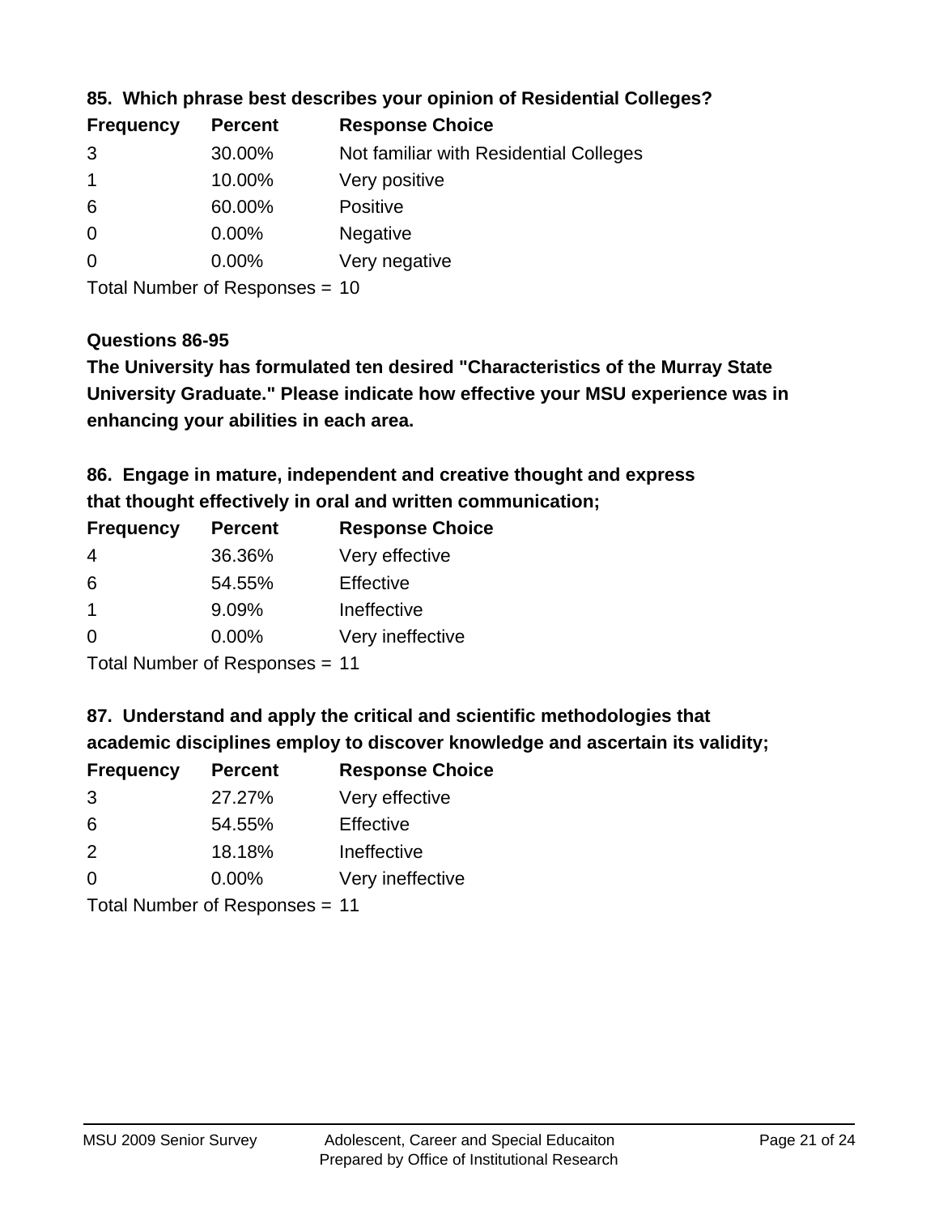**85. Which phrase best describes your opinion of Residential Colleges?**

| Frequency | Percent | Response Choice |
|---|---|---|
| 3 | 30.00% | Not familiar with Residential Colleges |
| 1 | 10.00% | Very positive |
| 6 | 60.00% | Positive |
| 0 | 0.00% | Negative |
| 0 | 0.00% | Very negative |

Total Number of Responses = 10

**Questions 86-95**

**The University has formulated ten desired "Characteristics of the Murray State University Graduate." Please indicate how effective your MSU experience was in enhancing your abilities in each area.**

**86. Engage in mature, independent and creative thought and express that thought effectively in oral and written communication;**

| Frequency | Percent | Response Choice |
|---|---|---|
| 4 | 36.36% | Very effective |
| 6 | 54.55% | Effective |
| 1 | 9.09% | Ineffective |
| 0 | 0.00% | Very ineffective |

Total Number of Responses = 11

**87. Understand and apply the critical and scientific methodologies that academic disciplines employ to discover knowledge and ascertain its validity;**

| Frequency | Percent | Response Choice |
|---|---|---|
| 3 | 27.27% | Very effective |
| 6 | 54.55% | Effective |
| 2 | 18.18% | Ineffective |
| 0 | 0.00% | Very ineffective |

Total Number of Responses = 11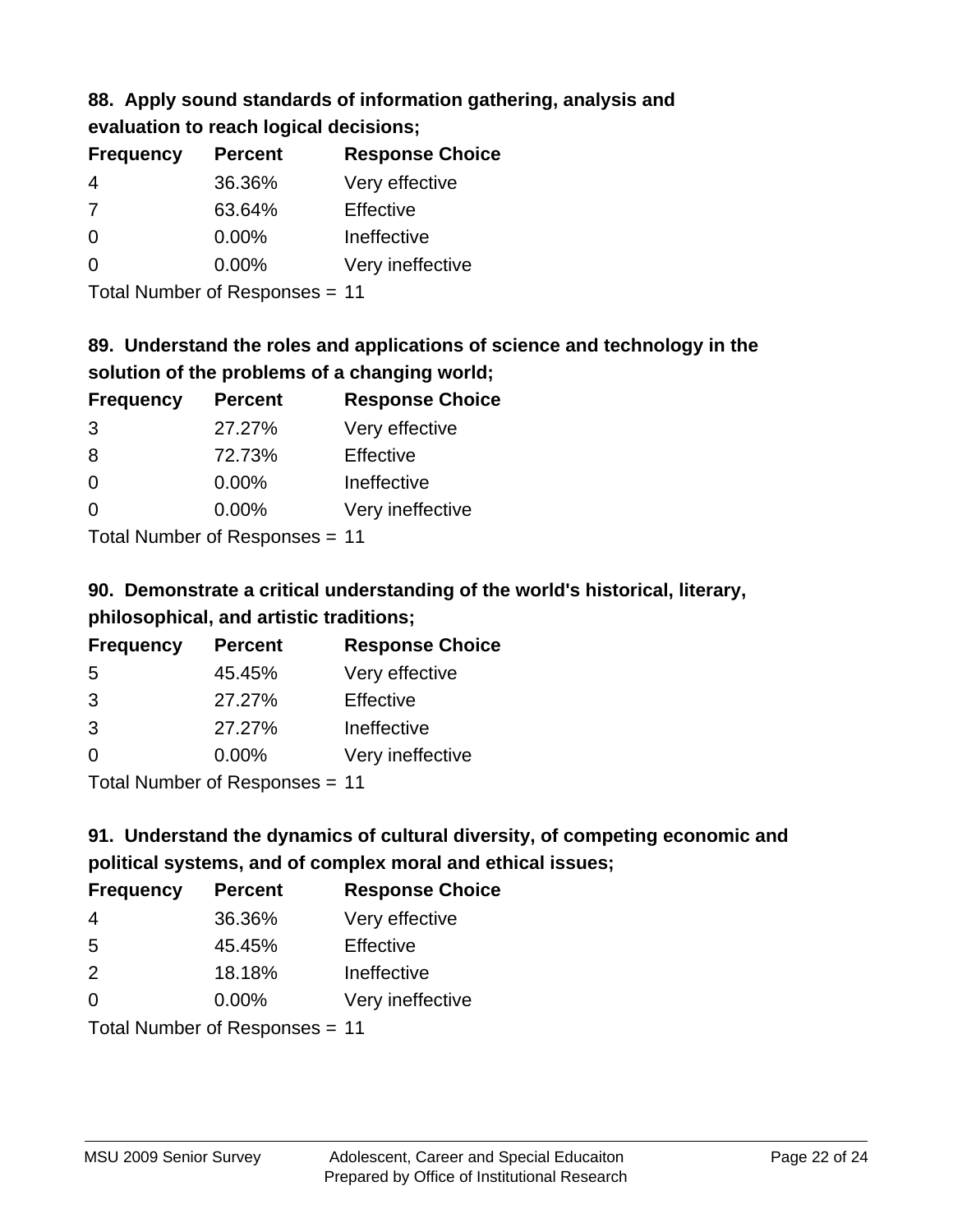### 88. Apply sound standards of information gathering, analysis and evaluation to reach logical decisions;

| Frequency | Percent | Response Choice |
|---|---|---|
| 4 | 36.36% | Very effective |
| 7 | 63.64% | Effective |
| 0 | 0.00% | Ineffective |
| 0 | 0.00% | Very ineffective |

Total Number of Responses = 11

### 89. Understand the roles and applications of science and technology in the solution of the problems of a changing world;

| Frequency | Percent | Response Choice |
|---|---|---|
| 3 | 27.27% | Very effective |
| 8 | 72.73% | Effective |
| 0 | 0.00% | Ineffective |
| 0 | 0.00% | Very ineffective |

Total Number of Responses = 11

### 90. Demonstrate a critical understanding of the world's historical, literary, philosophical, and artistic traditions;

| Frequency | Percent | Response Choice |
|---|---|---|
| 5 | 45.45% | Very effective |
| 3 | 27.27% | Effective |
| 3 | 27.27% | Ineffective |
| 0 | 0.00% | Very ineffective |

Total Number of Responses = 11

### 91. Understand the dynamics of cultural diversity, of competing economic and political systems, and of complex moral and ethical issues;

| Frequency | Percent | Response Choice |
|---|---|---|
| 4 | 36.36% | Very effective |
| 5 | 45.45% | Effective |
| 2 | 18.18% | Ineffective |
| 0 | 0.00% | Very ineffective |

Total Number of Responses = 11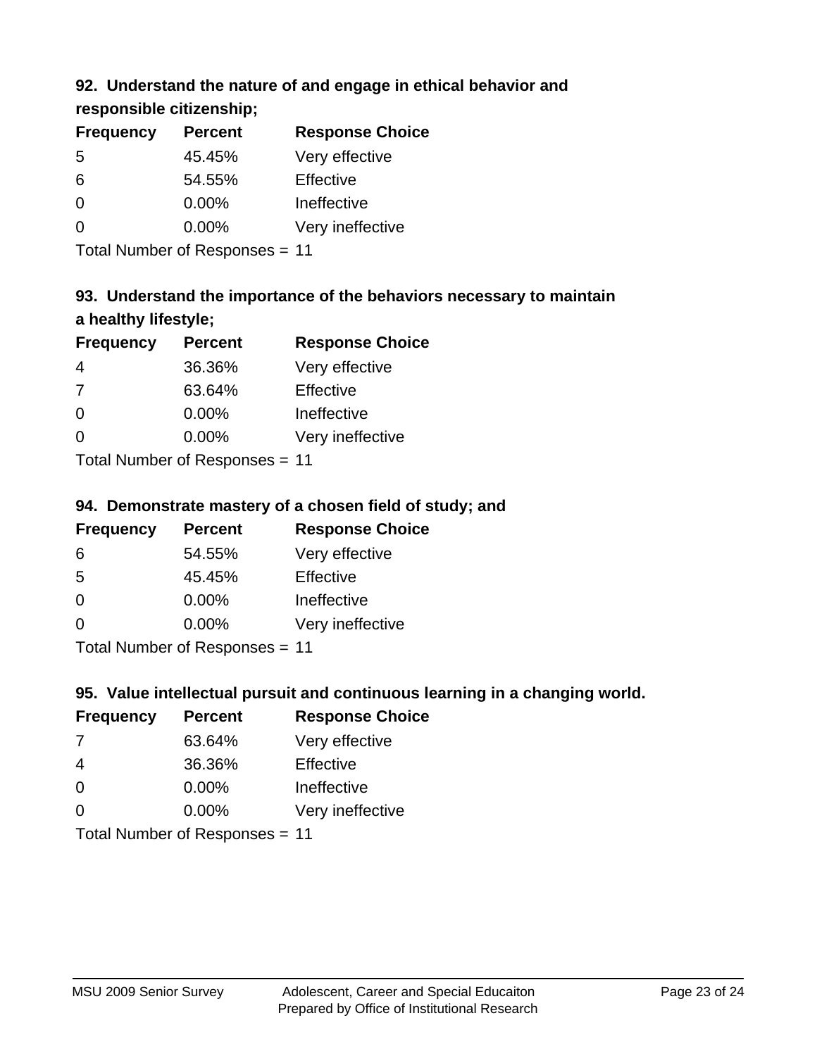### 92. Understand the nature of and engage in ethical behavior and responsible citizenship;

| Frequency | Percent | Response Choice |
|---|---|---|
| 5 | 45.45% | Very effective |
| 6 | 54.55% | Effective |
| 0 | 0.00% | Ineffective |
| 0 | 0.00% | Very ineffective |

Total Number of Responses = 11

### 93. Understand the importance of the behaviors necessary to maintain a healthy lifestyle;

| Frequency | Percent | Response Choice |
|---|---|---|
| 4 | 36.36% | Very effective |
| 7 | 63.64% | Effective |
| 0 | 0.00% | Ineffective |
| 0 | 0.00% | Very ineffective |

Total Number of Responses = 11

### 94. Demonstrate mastery of a chosen field of study; and

| Frequency | Percent | Response Choice |
|---|---|---|
| 6 | 54.55% | Very effective |
| 5 | 45.45% | Effective |
| 0 | 0.00% | Ineffective |
| 0 | 0.00% | Very ineffective |

Total Number of Responses = 11

### 95. Value intellectual pursuit and continuous learning in a changing world.

| Frequency | Percent | Response Choice |
|---|---|---|
| 7 | 63.64% | Very effective |
| 4 | 36.36% | Effective |
| 0 | 0.00% | Ineffective |
| 0 | 0.00% | Very ineffective |

Total Number of Responses = 11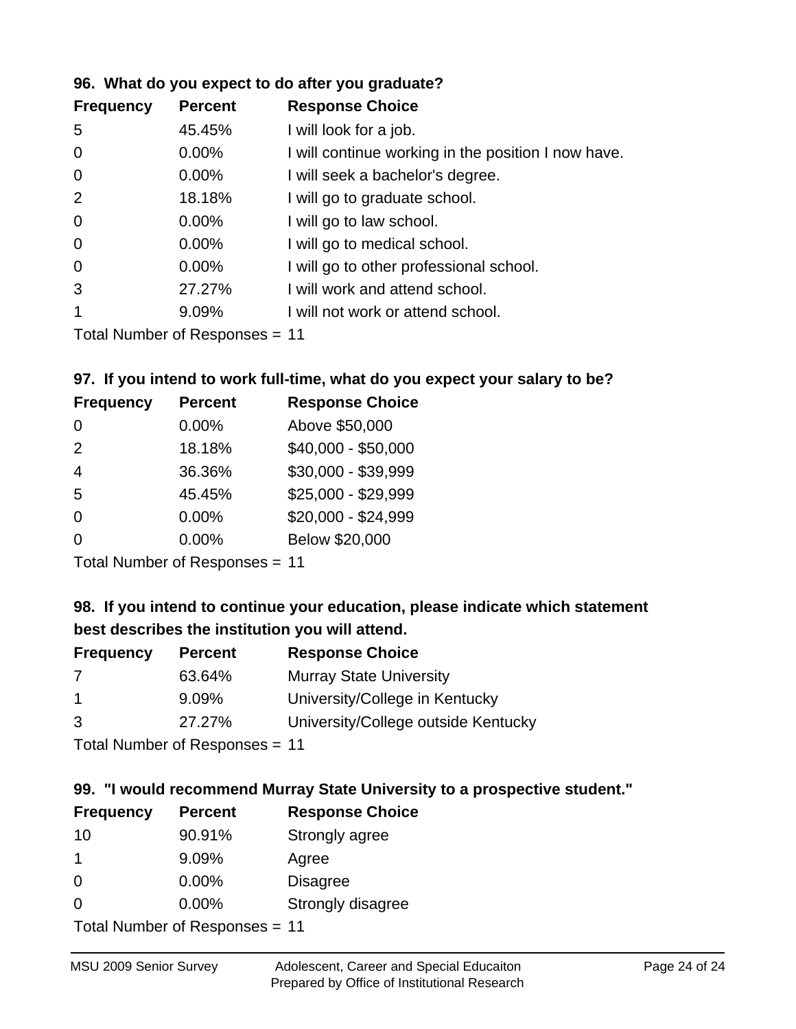### 96. What do you expect to do after you graduate?

| Frequency | Percent | Response Choice |
|---|---|---|
| 5 | 45.45% | I will look for a job. |
| 0 | 0.00% | I will continue working in the position I now have. |
| 0 | 0.00% | I will seek a bachelor's degree. |
| 2 | 18.18% | I will go to graduate school. |
| 0 | 0.00% | I will go to law school. |
| 0 | 0.00% | I will go to medical school. |
| 0 | 0.00% | I will go to other professional school. |
| 3 | 27.27% | I will work and attend school. |
| 1 | 9.09% | I will not work or attend school. |

Total Number of Responses = 11

### 97. If you intend to work full-time, what do you expect your salary to be?

| Frequency | Percent | Response Choice |
|---|---|---|
| 0 | 0.00% | Above $50,000 |
| 2 | 18.18% | $40,000 - $50,000 |
| 4 | 36.36% | $30,000 - $39,999 |
| 5 | 45.45% | $25,000 - $29,999 |
| 0 | 0.00% | $20,000 - $24,999 |
| 0 | 0.00% | Below $20,000 |

Total Number of Responses = 11

### 98. If you intend to continue your education, please indicate which statement best describes the institution you will attend.

| Frequency | Percent | Response Choice |
|---|---|---|
| 7 | 63.64% | Murray State University |
| 1 | 9.09% | University/College in Kentucky |
| 3 | 27.27% | University/College outside Kentucky |

Total Number of Responses = 11

### 99. "I would recommend Murray State University to a prospective student."

| Frequency | Percent | Response Choice |
|---|---|---|
| 10 | 90.91% | Strongly agree |
| 1 | 9.09% | Agree |
| 0 | 0.00% | Disagree |
| 0 | 0.00% | Strongly disagree |

Total Number of Responses = 11